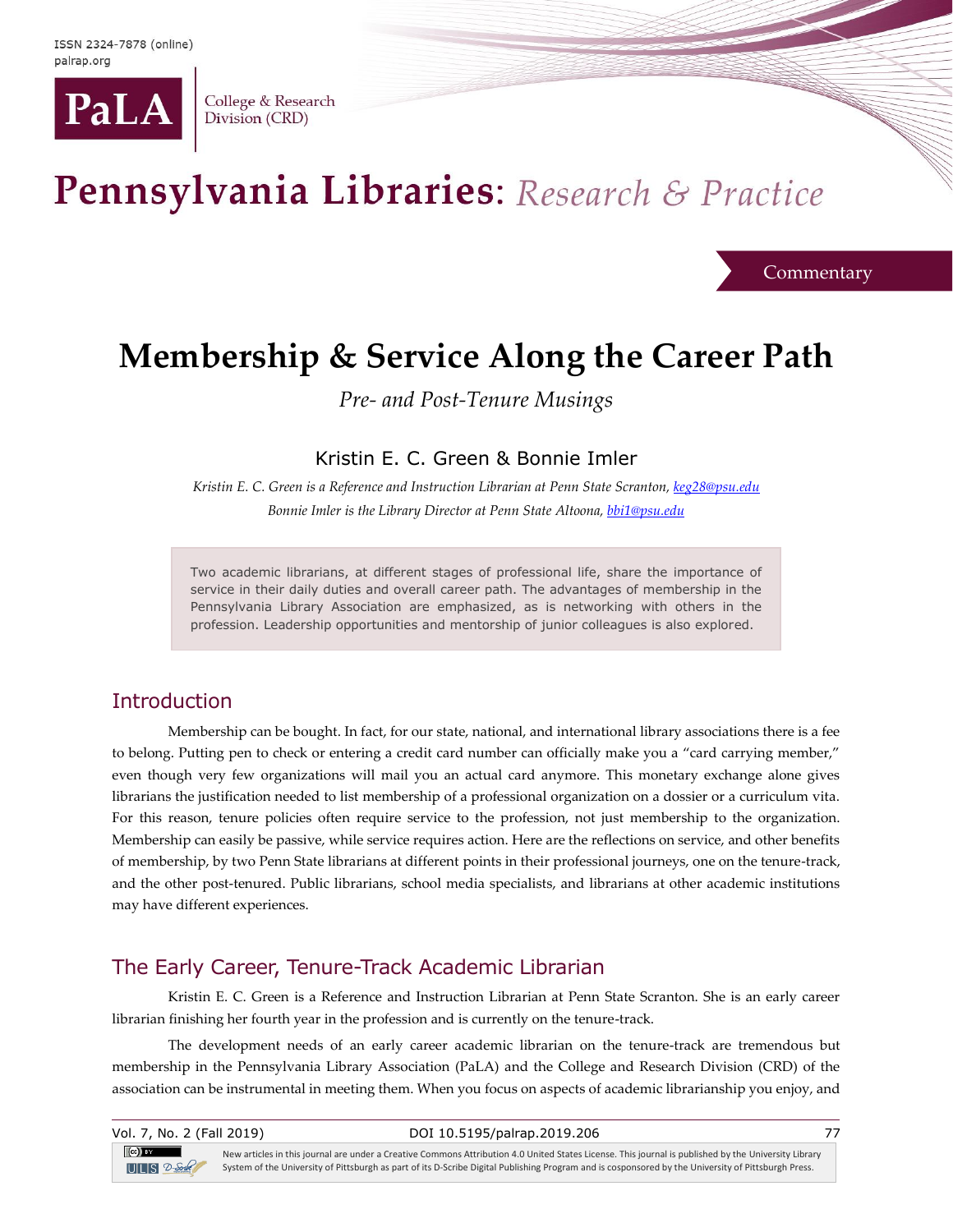ISSN 2324-7878 (online)
palrap.org

PaLA | College & Research Division (CRD)

# Pennsylvania Libraries: *Research & Practice*

Commentary

# Membership & Service Along the Career Path

*Pre- and Post-Tenure Musings*

Kristin E. C. Green & Bonnie Imler

*Kristin E. C. Green is a Reference and Instruction Librarian at Penn State Scranton, keg28@psu.edu*

*Bonnie Imler is the Library Director at Penn State Altoona, bbi1@psu.edu*

> Two academic librarians, at different stages of professional life, share the importance of service in their daily duties and overall career path. The advantages of membership in the Pennsylvania Library Association are emphasized, as is networking with others in the profession. Leadership opportunities and mentorship of junior colleagues is also explored.

## Introduction

Membership can be bought. In fact, for our state, national, and international library associations there is a fee to belong. Putting pen to check or entering a credit card number can officially make you a "card carrying member," even though very few organizations will mail you an actual card anymore. This monetary exchange alone gives librarians the justification needed to list membership of a professional organization on a dossier or a curriculum vita. For this reason, tenure policies often require service to the profession, not just membership to the organization. Membership can easily be passive, while service requires action. Here are the reflections on service, and other benefits of membership, by two Penn State librarians at different points in their professional journeys, one on the tenure-track, and the other post-tenured. Public librarians, school media specialists, and librarians at other academic institutions may have different experiences.

## The Early Career, Tenure-Track Academic Librarian

Kristin E. C. Green is a Reference and Instruction Librarian at Penn State Scranton. She is an early career librarian finishing her fourth year in the profession and is currently on the tenure-track.

The development needs of an early career academic librarian on the tenure-track are tremendous but membership in the Pennsylvania Library Association (PaLA) and the College and Research Division (CRD) of the association can be instrumental in meeting them. When you focus on aspects of academic librarianship you enjoy, and

New articles in this journal are under a Creative Commons Attribution 4.0 United States License. This journal is published by the University Library System of the University of Pittsburgh as part of its D-Scribe Digital Publishing Program and is cosponsored by the University of Pittsburgh Press.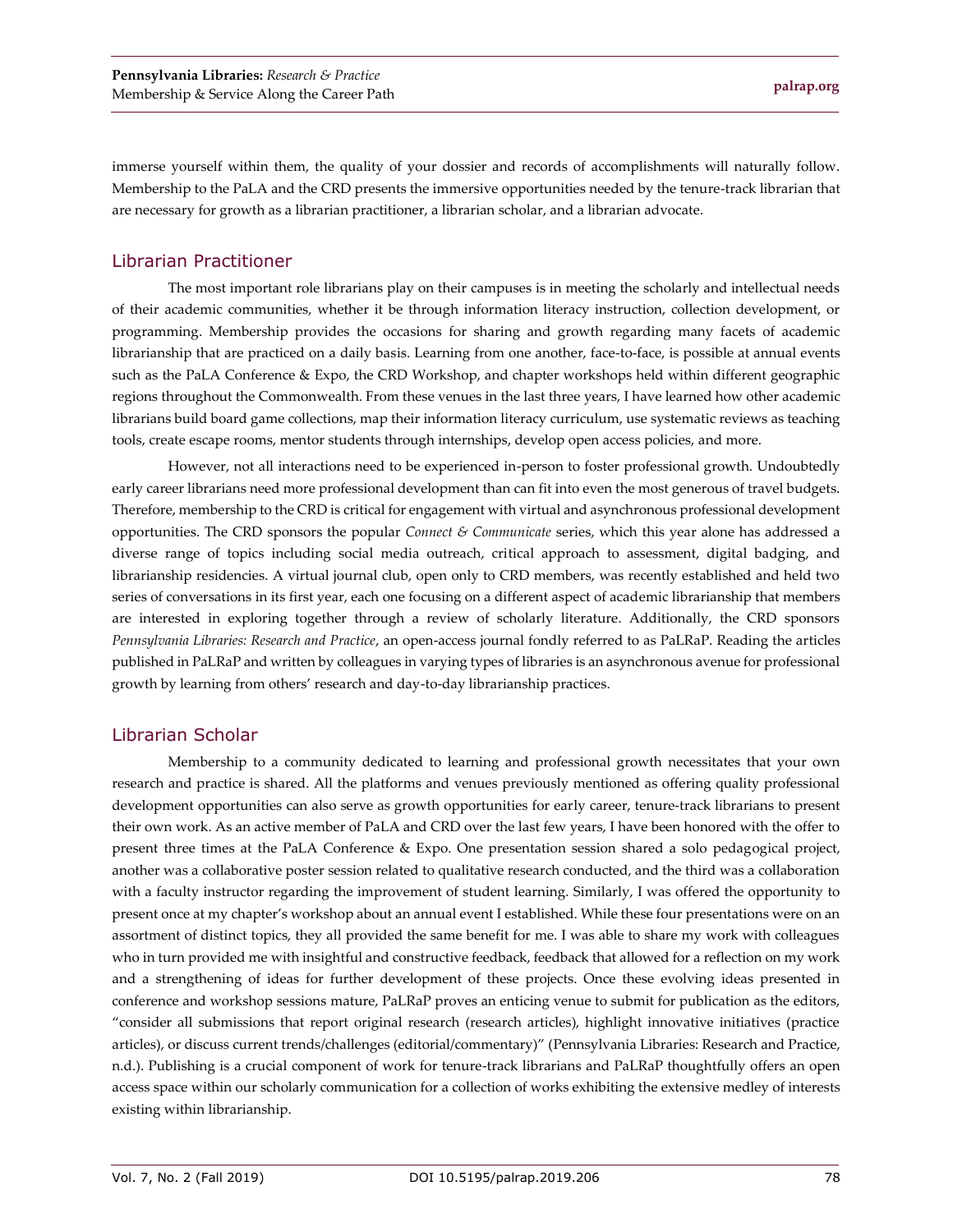immerse yourself within them, the quality of your dossier and records of accomplishments will naturally follow. Membership to the PaLA and the CRD presents the immersive opportunities needed by the tenure-track librarian that are necessary for growth as a librarian practitioner, a librarian scholar, and a librarian advocate.

## Librarian Practitioner

The most important role librarians play on their campuses is in meeting the scholarly and intellectual needs of their academic communities, whether it be through information literacy instruction, collection development, or programming. Membership provides the occasions for sharing and growth regarding many facets of academic librarianship that are practiced on a daily basis. Learning from one another, face-to-face, is possible at annual events such as the PaLA Conference & Expo, the CRD Workshop, and chapter workshops held within different geographic regions throughout the Commonwealth. From these venues in the last three years, I have learned how other academic librarians build board game collections, map their information literacy curriculum, use systematic reviews as teaching tools, create escape rooms, mentor students through internships, develop open access policies, and more.

However, not all interactions need to be experienced in-person to foster professional growth. Undoubtedly early career librarians need more professional development than can fit into even the most generous of travel budgets. Therefore, membership to the CRD is critical for engagement with virtual and asynchronous professional development opportunities. The CRD sponsors the popular *Connect & Communicate* series, which this year alone has addressed a diverse range of topics including social media outreach, critical approach to assessment, digital badging, and librarianship residencies. A virtual journal club, open only to CRD members, was recently established and held two series of conversations in its first year, each one focusing on a different aspect of academic librarianship that members are interested in exploring together through a review of scholarly literature. Additionally, the CRD sponsors *Pennsylvania Libraries: Research and Practice*, an open-access journal fondly referred to as PaLRaP. Reading the articles published in PaLRaP and written by colleagues in varying types of libraries is an asynchronous avenue for professional growth by learning from others' research and day-to-day librarianship practices.

## Librarian Scholar

Membership to a community dedicated to learning and professional growth necessitates that your own research and practice is shared. All the platforms and venues previously mentioned as offering quality professional development opportunities can also serve as growth opportunities for early career, tenure-track librarians to present their own work. As an active member of PaLA and CRD over the last few years, I have been honored with the offer to present three times at the PaLA Conference & Expo. One presentation session shared a solo pedagogical project, another was a collaborative poster session related to qualitative research conducted, and the third was a collaboration with a faculty instructor regarding the improvement of student learning. Similarly, I was offered the opportunity to present once at my chapter's workshop about an annual event I established. While these four presentations were on an assortment of distinct topics, they all provided the same benefit for me. I was able to share my work with colleagues who in turn provided me with insightful and constructive feedback, feedback that allowed for a reflection on my work and a strengthening of ideas for further development of these projects. Once these evolving ideas presented in conference and workshop sessions mature, PaLRaP proves an enticing venue to submit for publication as the editors, "consider all submissions that report original research (research articles), highlight innovative initiatives (practice articles), or discuss current trends/challenges (editorial/commentary)" (Pennsylvania Libraries: Research and Practice, n.d.). Publishing is a crucial component of work for tenure-track librarians and PaLRaP thoughtfully offers an open access space within our scholarly communication for a collection of works exhibiting the extensive medley of interests existing within librarianship.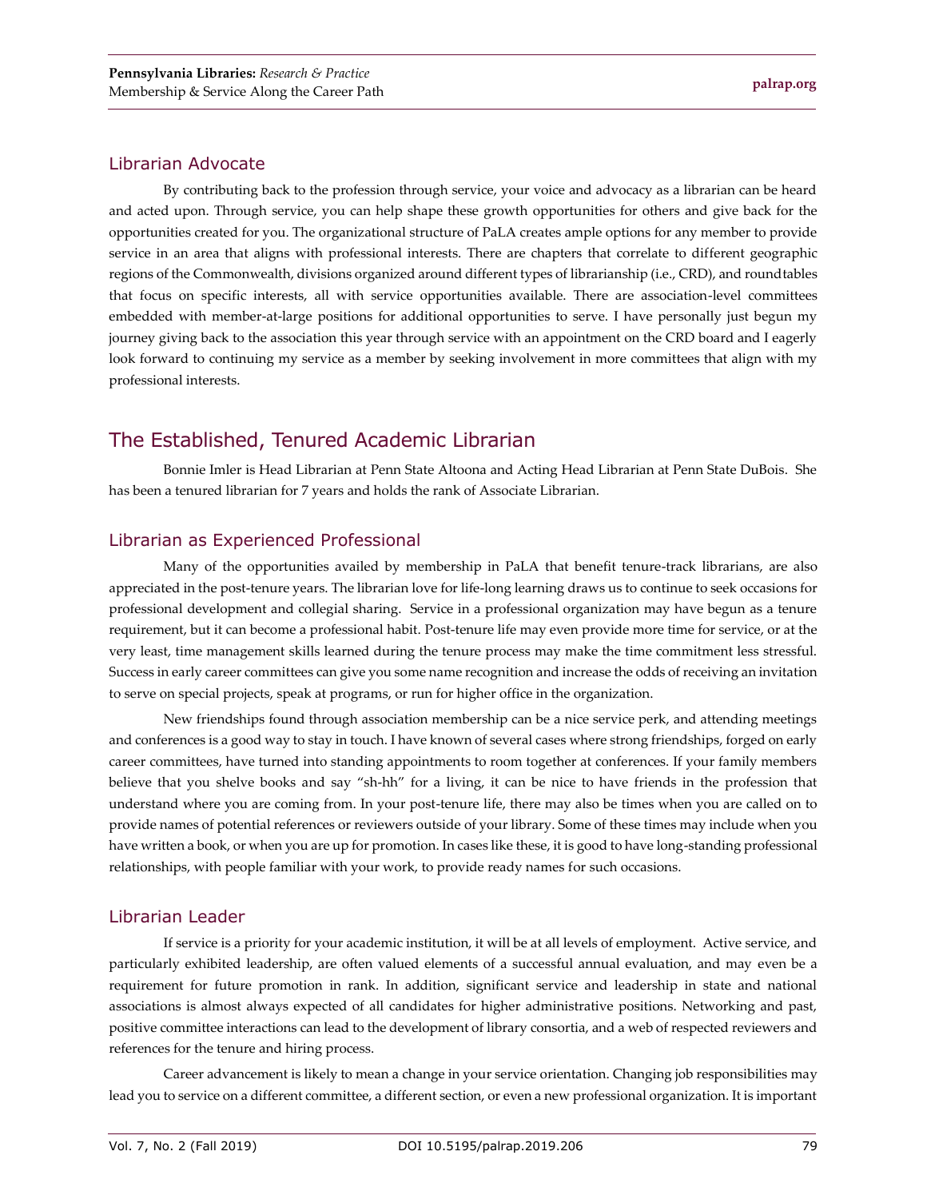### Librarian Advocate

By contributing back to the profession through service, your voice and advocacy as a librarian can be heard and acted upon. Through service, you can help shape these growth opportunities for others and give back for the opportunities created for you. The organizational structure of PaLA creates ample options for any member to provide service in an area that aligns with professional interests. There are chapters that correlate to different geographic regions of the Commonwealth, divisions organized around different types of librarianship (i.e., CRD), and roundtables that focus on specific interests, all with service opportunities available. There are association-level committees embedded with member-at-large positions for additional opportunities to serve. I have personally just begun my journey giving back to the association this year through service with an appointment on the CRD board and I eagerly look forward to continuing my service as a member by seeking involvement in more committees that align with my professional interests.

## The Established, Tenured Academic Librarian

Bonnie Imler is Head Librarian at Penn State Altoona and Acting Head Librarian at Penn State DuBois. She has been a tenured librarian for 7 years and holds the rank of Associate Librarian.

### Librarian as Experienced Professional

Many of the opportunities availed by membership in PaLA that benefit tenure-track librarians, are also appreciated in the post-tenure years. The librarian love for life-long learning draws us to continue to seek occasions for professional development and collegial sharing. Service in a professional organization may have begun as a tenure requirement, but it can become a professional habit. Post-tenure life may even provide more time for service, or at the very least, time management skills learned during the tenure process may make the time commitment less stressful. Success in early career committees can give you some name recognition and increase the odds of receiving an invitation to serve on special projects, speak at programs, or run for higher office in the organization.

New friendships found through association membership can be a nice service perk, and attending meetings and conferences is a good way to stay in touch. I have known of several cases where strong friendships, forged on early career committees, have turned into standing appointments to room together at conferences. If your family members believe that you shelve books and say "sh-hh" for a living, it can be nice to have friends in the profession that understand where you are coming from. In your post-tenure life, there may also be times when you are called on to provide names of potential references or reviewers outside of your library. Some of these times may include when you have written a book, or when you are up for promotion. In cases like these, it is good to have long-standing professional relationships, with people familiar with your work, to provide ready names for such occasions.

### Librarian Leader

If service is a priority for your academic institution, it will be at all levels of employment. Active service, and particularly exhibited leadership, are often valued elements of a successful annual evaluation, and may even be a requirement for future promotion in rank. In addition, significant service and leadership in state and national associations is almost always expected of all candidates for higher administrative positions. Networking and past, positive committee interactions can lead to the development of library consortia, and a web of respected reviewers and references for the tenure and hiring process.

Career advancement is likely to mean a change in your service orientation. Changing job responsibilities may lead you to service on a different committee, a different section, or even a new professional organization. It is important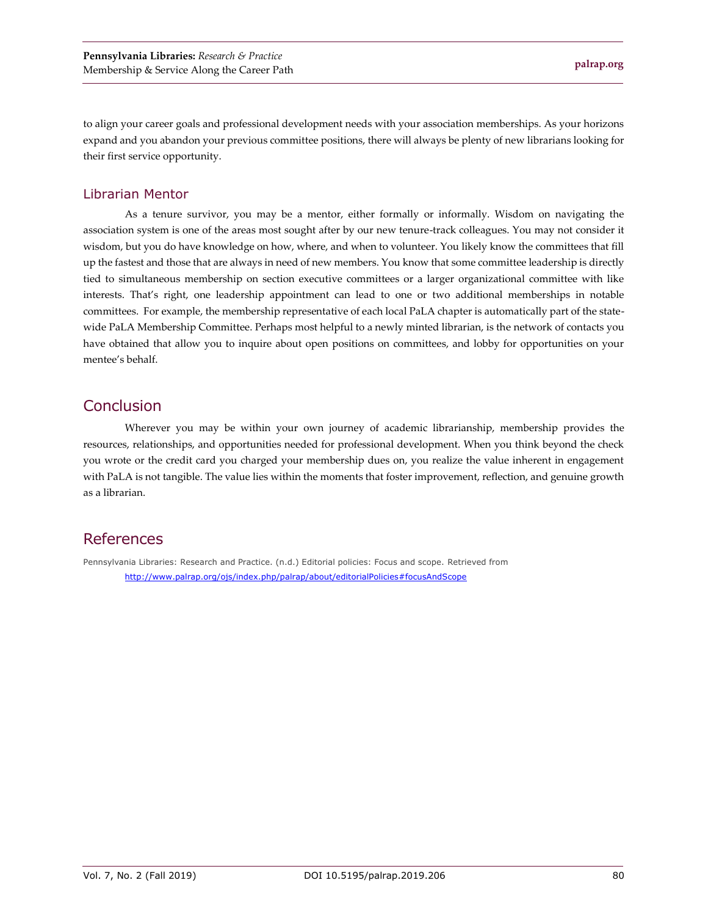to align your career goals and professional development needs with your association memberships. As your horizons expand and you abandon your previous committee positions, there will always be plenty of new librarians looking for their first service opportunity.

### Librarian Mentor

As a tenure survivor, you may be a mentor, either formally or informally. Wisdom on navigating the association system is one of the areas most sought after by our new tenure-track colleagues. You may not consider it wisdom, but you do have knowledge on how, where, and when to volunteer. You likely know the committees that fill up the fastest and those that are always in need of new members. You know that some committee leadership is directly tied to simultaneous membership on section executive committees or a larger organizational committee with like interests. That's right, one leadership appointment can lead to one or two additional memberships in notable committees. For example, the membership representative of each local PaLA chapter is automatically part of the statewide PaLA Membership Committee. Perhaps most helpful to a newly minted librarian, is the network of contacts you have obtained that allow you to inquire about open positions on committees, and lobby for opportunities on your mentee's behalf.

## Conclusion

Wherever you may be within your own journey of academic librarianship, membership provides the resources, relationships, and opportunities needed for professional development. When you think beyond the check you wrote or the credit card you charged your membership dues on, you realize the value inherent in engagement with PaLA is not tangible. The value lies within the moments that foster improvement, reflection, and genuine growth as a librarian.

## References

Pennsylvania Libraries: Research and Practice. (n.d.) Editorial policies: Focus and scope. Retrieved from http://www.palrap.org/ojs/index.php/palrap/about/editorialPolicies#focusAndScope